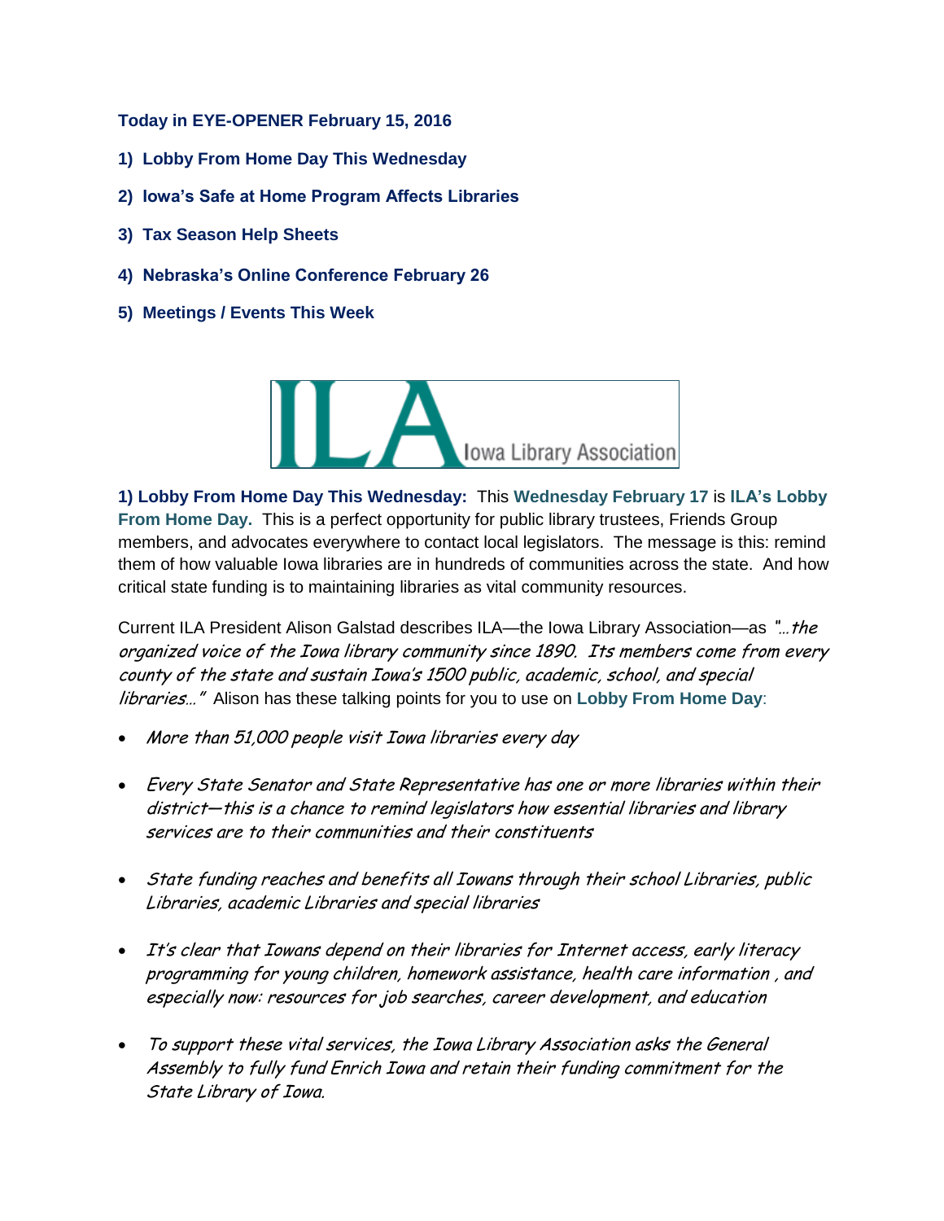**Today in EYE-OPENER February 15, 2016**

**1) Lobby From Home Day This Wednesday**

**2) Iowa's Safe at Home Program Affects Libraries**

**3) Tax Season Help Sheets**

**4) Nebraska's Online Conference February 26**

**5) Meetings / Events This Week**

**1) Lobby From Home Day This Wednesday:** This **Wednesday February 17** is **ILA's Lobby From Home Day.** This is a perfect opportunity for public library trustees, Friends Group members, and advocates everywhere to contact local legislators. The message is this: remind them of how valuable Iowa libraries are in hundreds of communities across the state. And how critical state funding is to maintaining libraries as vital community resources.

Current ILA President Alison Galstad describes ILA—the Iowa Library Association—as *"…the organized voice of the Iowa library community since 1890. Its members come from every county of the state and sustain Iowa's 1500 public, academic, school, and special libraries…"* Alison has these talking points for you to use on **Lobby From Home Day**:

- *More than 51,000 people visit Iowa libraries every day*
- *Every State Senator and State Representative has one or more libraries within their district—this is a chance to remind legislators how essential libraries and library services are to their communities and their constituents*
- *State funding reaches and benefits all Iowans through their school Libraries, public Libraries, academic Libraries and special libraries*
- *It's clear that Iowans depend on their libraries for Internet access, early literacy programming for young children, homework assistance, health care information , and especially now: resources for job searches, career development, and education*
- *To support these vital services, the Iowa Library Association asks the General Assembly to fully fund Enrich Iowa and retain their funding commitment for the State Library of Iowa.*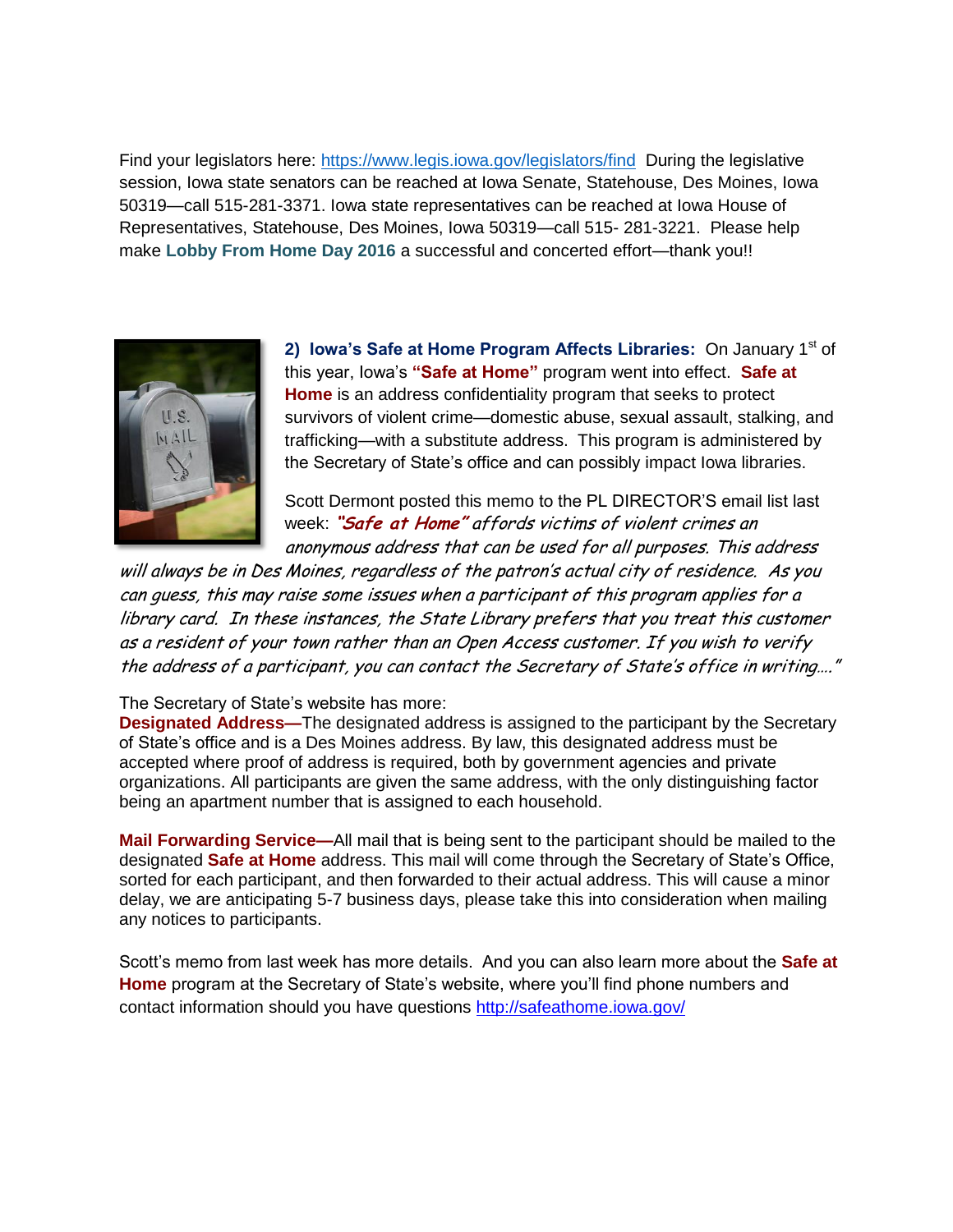Find your legislators here: https://www.legis.iowa.gov/legislators/find During the legislative session, Iowa state senators can be reached at Iowa Senate, Statehouse, Des Moines, Iowa 50319—call 515-281-3371. Iowa state representatives can be reached at Iowa House of Representatives, Statehouse, Des Moines, Iowa 50319—call 515- 281-3221. Please help make **Lobby From Home Day 2016** a successful and concerted effort—thank you!!

**2) Iowa's Safe at Home Program Affects Libraries:** On January 1st of this year, Iowa's **"Safe at Home"** program went into effect. **Safe at Home** is an address confidentiality program that seeks to protect survivors of violent crime—domestic abuse, sexual assault, stalking, and trafficking—with a substitute address. This program is administered by the Secretary of State's office and can possibly impact Iowa libraries.

Scott Dermont posted this memo to the PL DIRECTOR'S email list last week: ***"Safe at Home"*** *affords victims of violent crimes an anonymous address that can be used for all purposes. This address will always be in Des Moines, regardless of the patron's actual city of residence. As you can guess, this may raise some issues when a participant of this program applies for a library card. In these instances, the State Library prefers that you treat this customer as a resident of your town rather than an Open Access customer. If you wish to verify the address of a participant, you can contact the Secretary of State's office in writing…."*

The Secretary of State's website has more:

**Designated Address—**The designated address is assigned to the participant by the Secretary of State's office and is a Des Moines address. By law, this designated address must be accepted where proof of address is required, both by government agencies and private organizations. All participants are given the same address, with the only distinguishing factor being an apartment number that is assigned to each household.

**Mail Forwarding Service—**All mail that is being sent to the participant should be mailed to the designated **Safe at Home** address. This mail will come through the Secretary of State's Office, sorted for each participant, and then forwarded to their actual address. This will cause a minor delay, we are anticipating 5-7 business days, please take this into consideration when mailing any notices to participants.

Scott's memo from last week has more details. And you can also learn more about the **Safe at Home** program at the Secretary of State's website, where you'll find phone numbers and contact information should you have questions http://safeathome.iowa.gov/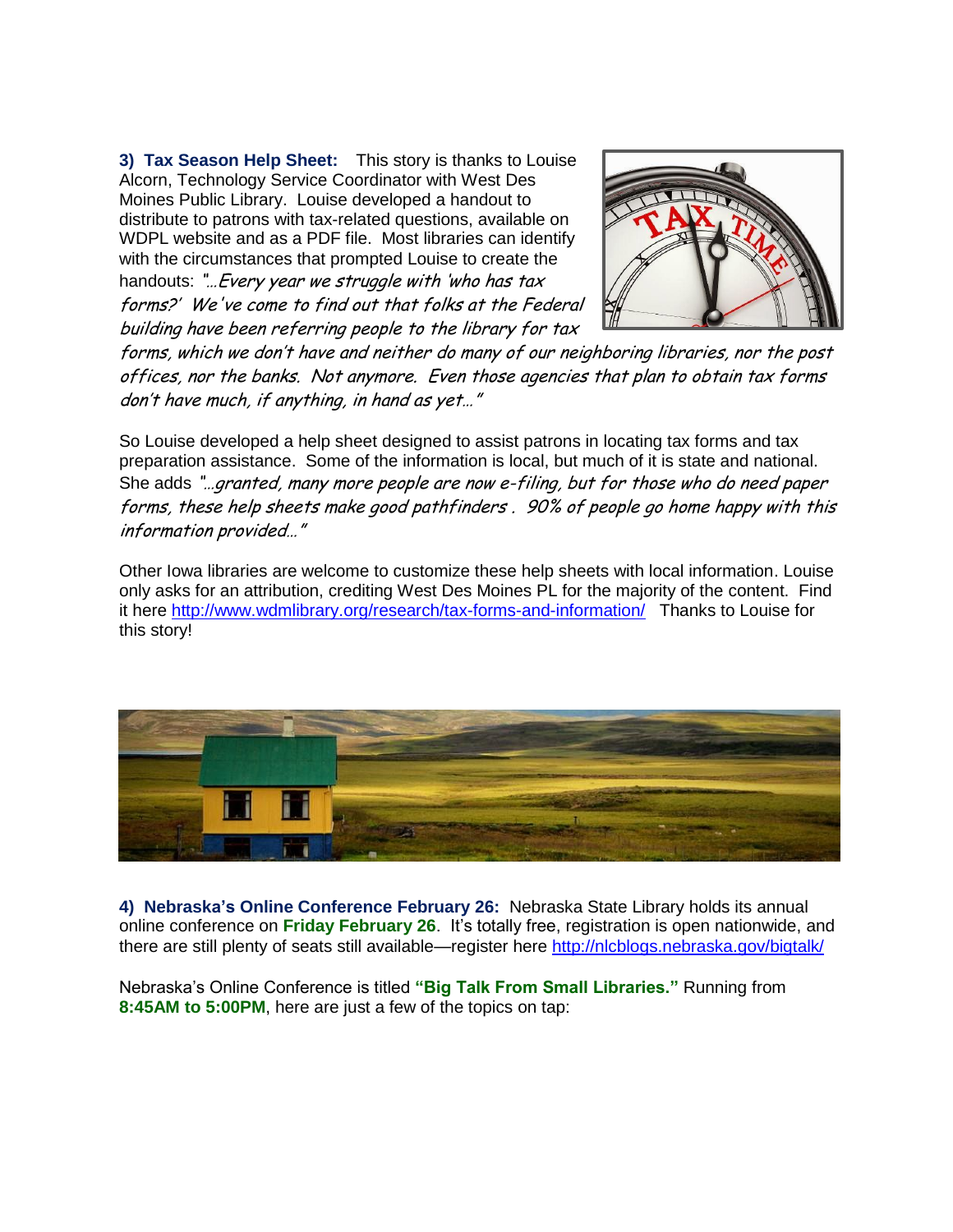**3) Tax Season Help Sheet:** This story is thanks to Louise Alcorn, Technology Service Coordinator with West Des Moines Public Library. Louise developed a handout to distribute to patrons with tax-related questions, available on WDPL website and as a PDF file. Most libraries can identify with the circumstances that prompted Louise to create the handouts: *"…Every year we struggle with 'who has tax forms?' We've come to find out that folks at the Federal building have been referring people to the library for tax forms, which we don't have and neither do many of our neighboring libraries, nor the post offices, nor the banks. Not anymore. Even those agencies that plan to obtain tax forms don't have much, if anything, in hand as yet…"*

So Louise developed a help sheet designed to assist patrons in locating tax forms and tax preparation assistance. Some of the information is local, but much of it is state and national. She adds *"…granted, many more people are now e-filing, but for those who do need paper forms, these help sheets make good pathfinders . 90% of people go home happy with this information provided…"*

Other Iowa libraries are welcome to customize these help sheets with local information. Louise only asks for an attribution, crediting West Des Moines PL for the majority of the content. Find it here http://www.wdmlibrary.org/research/tax-forms-and-information/ Thanks to Louise for this story!

**4) Nebraska's Online Conference February 26:** Nebraska State Library holds its annual online conference on **Friday February 26**. It's totally free, registration is open nationwide, and there are still plenty of seats still available—register here http://nlcblogs.nebraska.gov/bigtalk/

Nebraska's Online Conference is titled **"Big Talk From Small Libraries."** Running from **8:45AM to 5:00PM**, here are just a few of the topics on tap: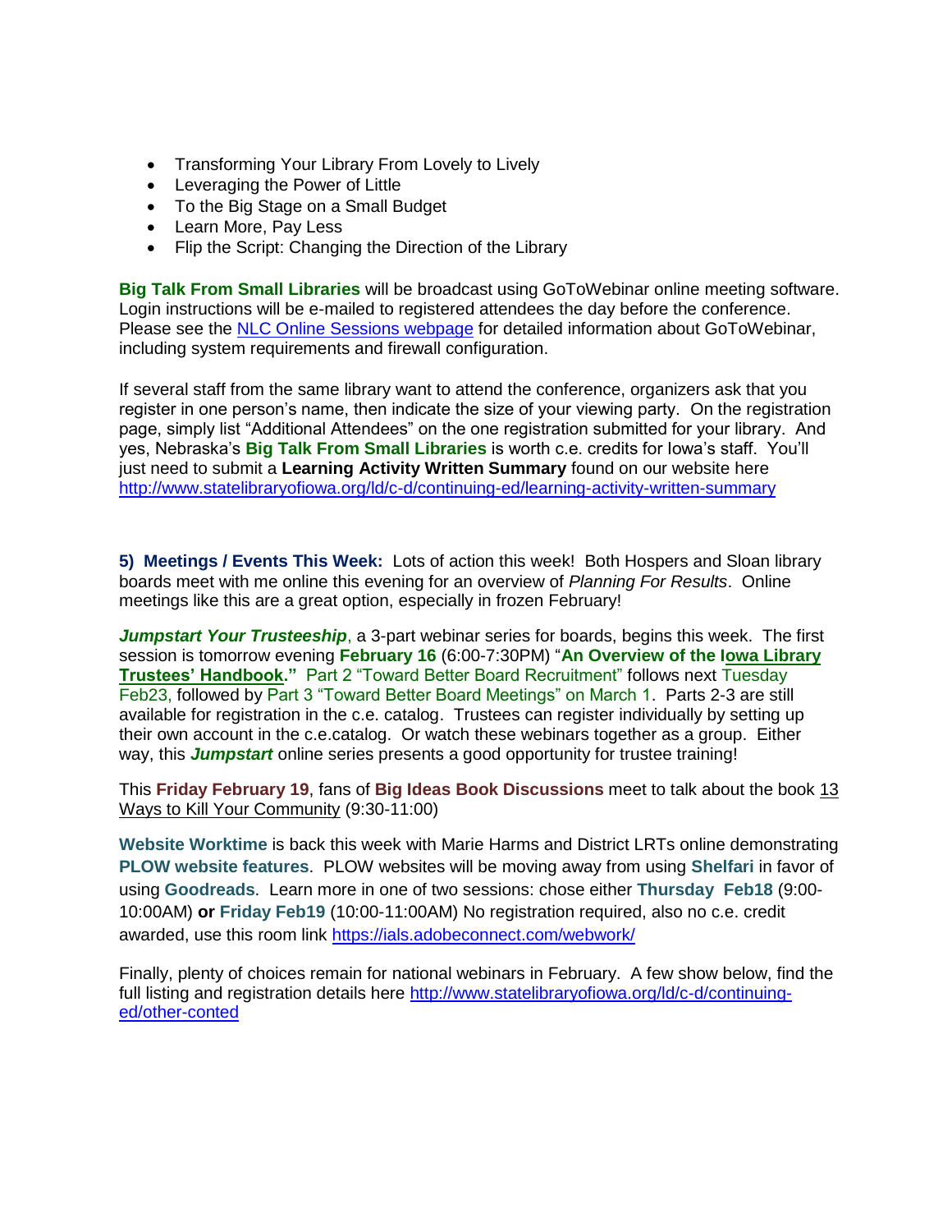- Transforming Your Library From Lovely to Lively
- Leveraging the Power of Little
- To the Big Stage on a Small Budget
- Learn More, Pay Less
- Flip the Script: Changing the Direction of the Library

**Big Talk From Small Libraries** will be broadcast using GoToWebinar online meeting software. Login instructions will be e-mailed to registered attendees the day before the conference. Please see the [NLC Online Sessions webpage](#) for detailed information about GoToWebinar, including system requirements and firewall configuration.

If several staff from the same library want to attend the conference, organizers ask that you register in one person's name, then indicate the size of your viewing party. On the registration page, simply list "Additional Attendees" on the one registration submitted for your library. And yes, Nebraska's **Big Talk From Small Libraries** is worth c.e. credits for Iowa's staff. You'll just need to submit a **Learning Activity Written Summary** found on our website here http://www.statelibraryofiowa.org/ld/c-d/continuing-ed/learning-activity-written-summary

**5) Meetings / Events This Week:** Lots of action this week! Both Hospers and Sloan library boards meet with me online this evening for an overview of *Planning For Results*. Online meetings like this are a great option, especially in frozen February!

***Jumpstart Your Trusteeship***, a 3-part webinar series for boards, begins this week. The first session is tomorrow evening **February 16** (6:00-7:30PM) "**An Overview of the Iowa Library Trustees' Handbook.**" Part 2 "Toward Better Board Recruitment" follows next Tuesday Feb23, followed by Part 3 "Toward Better Board Meetings" on March 1. Parts 2-3 are still available for registration in the c.e. catalog. Trustees can register individually by setting up their own account in the c.e.catalog. Or watch these webinars together as a group. Either way, this ***Jumpstart*** online series presents a good opportunity for trustee training!

This **Friday February 19**, fans of **Big Ideas Book Discussions** meet to talk about the book 13 Ways to Kill Your Community (9:30-11:00)

**Website Worktime** is back this week with Marie Harms and District LRTs online demonstrating **PLOW website features**. PLOW websites will be moving away from using **Shelfari** in favor of using **Goodreads**. Learn more in one of two sessions: chose either **Thursday Feb18** (9:00-10:00AM) **or Friday Feb19** (10:00-11:00AM) No registration required, also no c.e. credit awarded, use this room link https://ials.adobeconnect.com/webwork/

Finally, plenty of choices remain for national webinars in February. A few show below, find the full listing and registration details here http://www.statelibraryofiowa.org/ld/c-d/continuing-ed/other-conted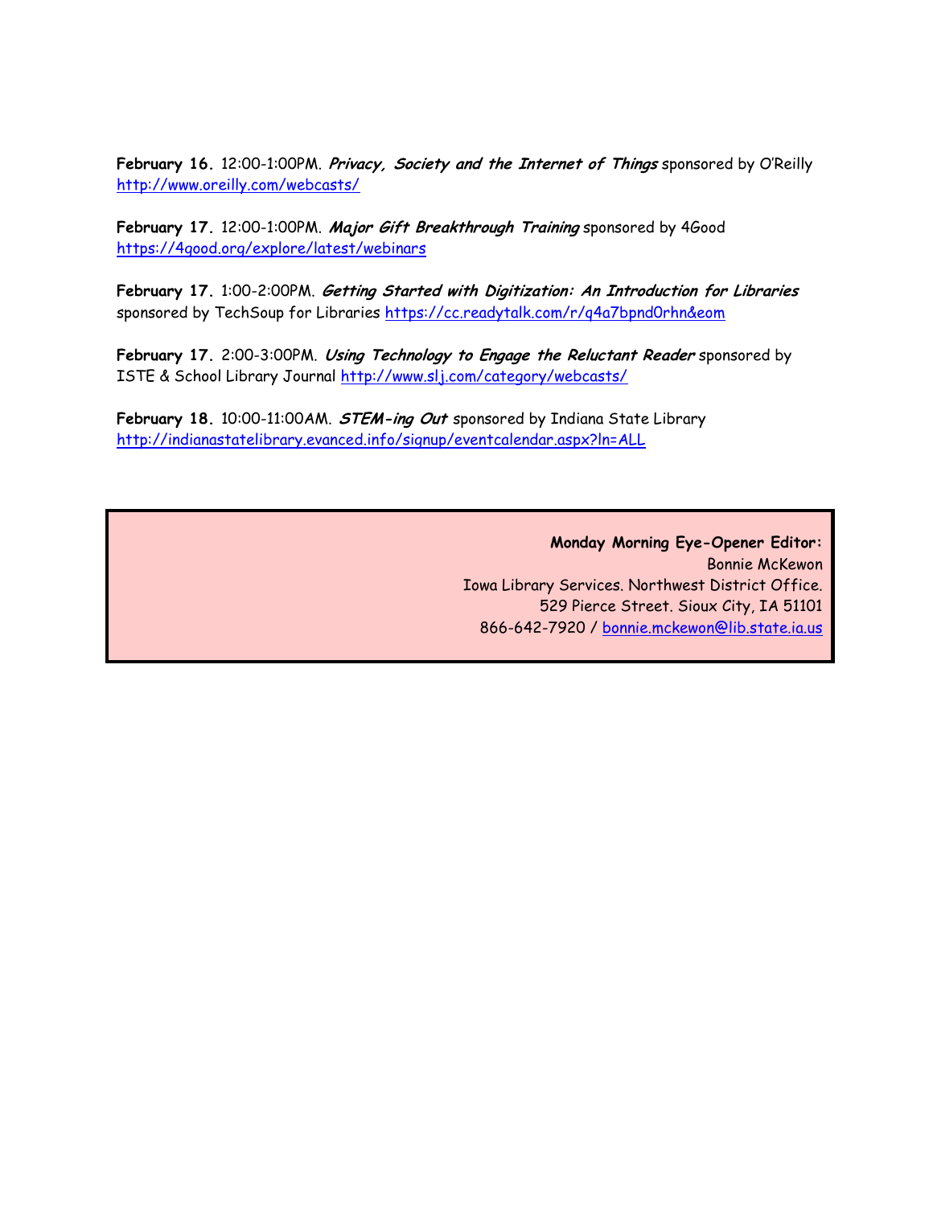**February 16.** 12:00-1:00PM. ***Privacy, Society and the Internet of Things*** sponsored by O'Reilly
http://www.oreilly.com/webcasts/

**February 17.** 12:00-1:00PM. ***Major Gift Breakthrough Training*** sponsored by 4Good
https://4good.org/explore/latest/webinars

**February 17.** 1:00-2:00PM. ***Getting Started with Digitization: An Introduction for Libraries*** sponsored by TechSoup for Libraries https://cc.readytalk.com/r/q4a7bpnd0rhn&eom

**February 17.** 2:00-3:00PM. ***Using Technology to Engage the Reluctant Reader*** sponsored by ISTE & School Library Journal http://www.slj.com/category/webcasts/

**February 18.** 10:00-11:00AM. ***STEM-ing Out*** sponsored by Indiana State Library
http://indianastatelibrary.evanced.info/signup/eventcalendar.aspx?ln=ALL

**Monday Morning Eye-Opener Editor:**
Bonnie McKewon
Iowa Library Services. Northwest District Office.
529 Pierce Street. Sioux City, IA 51101
866-642-7920 / bonnie.mckewon@lib.state.ia.us